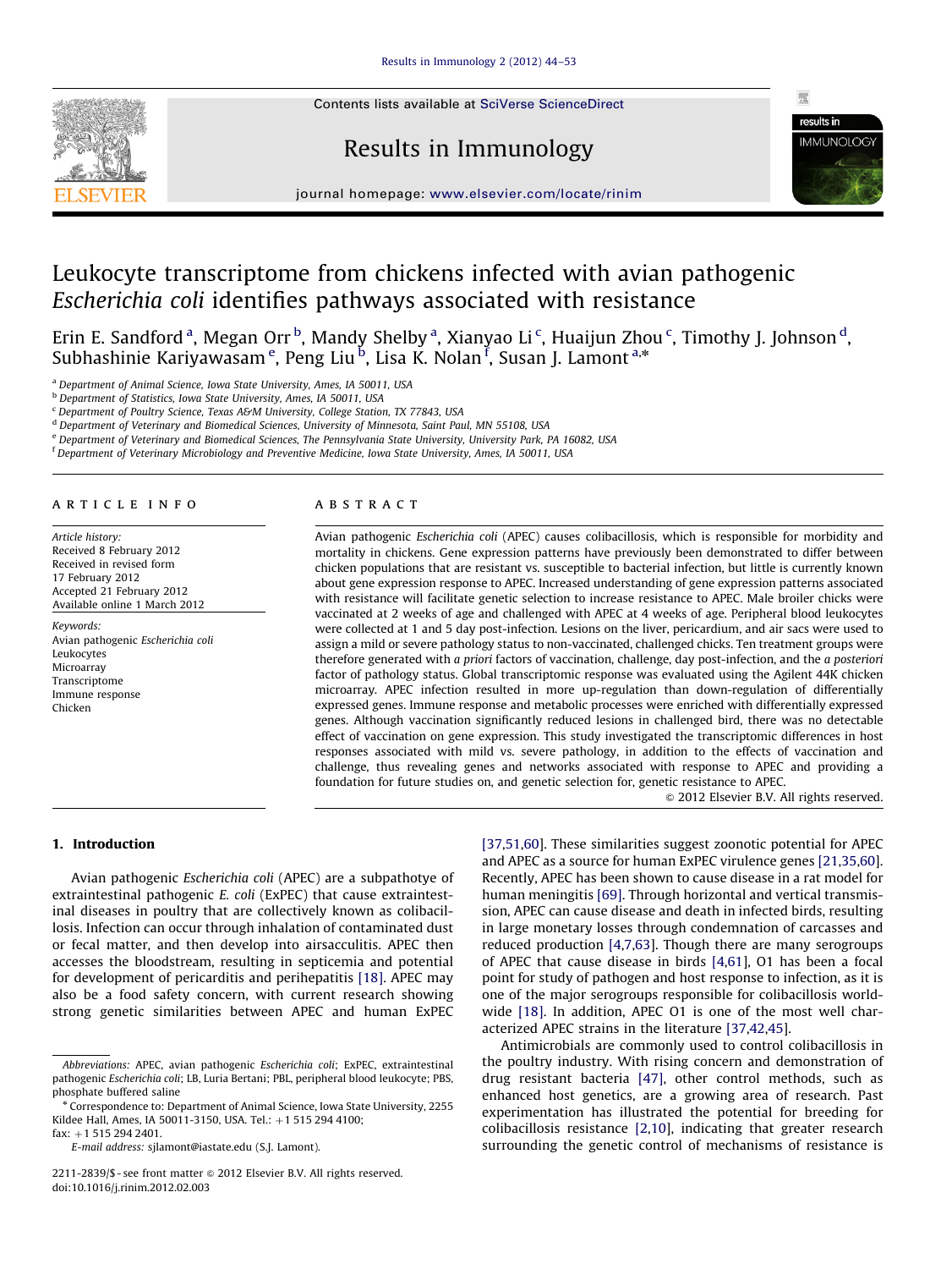# Leukocyte transcriptome from chickens infected with avian pathogenic *Escherichia coli* identifies pathways associated with resistance

Erin E. Sandford [a], Megan Orr [b], Mandy Shelby [a], Xianyao Li [c], Huaijun Zhou [c], Timothy J. Johnson [d], Subhashinie Kariyawasam [e], Peng Liu [b], Lisa K. Nolan [f], Susan J. Lamont [a,*]

[a] Department of Animal Science, Iowa State University, Ames, IA 50011, USA
[b] Department of Statistics, Iowa State University, Ames, IA 50011, USA
[c] Department of Poultry Science, Texas A&M University, College Station, TX 77843, USA
[d] Department of Veterinary and Biomedical Sciences, University of Minnesota, Saint Paul, MN 55108, USA
[e] Department of Veterinary and Biomedical Sciences, The Pennsylvania State University, University Park, PA 16082, USA
[f] Department of Veterinary Microbiology and Preventive Medicine, Iowa State University, Ames, IA 50011, USA

## ARTICLE INFO

*Article history:*
Received 8 February 2012
Received in revised form
17 February 2012
Accepted 21 February 2012
Available online 1 March 2012

*Keywords:*
Avian pathogenic *Escherichia coli*
Leukocytes
Microarray
Transcriptome
Immune response
Chicken

## ABSTRACT

Avian pathogenic *Escherichia coli* (APEC) causes colibacillosis, which is responsible for morbidity and mortality in chickens. Gene expression patterns have previously been demonstrated to differ between chicken populations that are resistant vs. susceptible to bacterial infection, but little is currently known about gene expression response to APEC. Increased understanding of gene expression patterns associated with resistance will facilitate genetic selection to increase resistance to APEC. Male broiler chicks were vaccinated at 2 weeks of age and challenged with APEC at 4 weeks of age. Peripheral blood leukocytes were collected at 1 and 5 day post-infection. Lesions on the liver, pericardium, and air sacs were used to assign a mild or severe pathology status to non-vaccinated, challenged chicks. Ten treatment groups were therefore generated with *a priori* factors of vaccination, challenge, day post-infection, and the *a posteriori* factor of pathology status. Global transcriptomic response was evaluated using the Agilent 44K chicken microarray. APEC infection resulted in more up-regulation than down-regulation of differentially expressed genes. Immune response and metabolic processes were enriched with differentially expressed genes. Although vaccination significantly reduced lesions in challenged bird, there was no detectable effect of vaccination on gene expression. This study investigated the transcriptomic differences in host responses associated with mild vs. severe pathology, in addition to the effects of vaccination and challenge, thus revealing genes and networks associated with response to APEC and providing a foundation for future studies on, and genetic selection for, genetic resistance to APEC.

© 2012 Elsevier B.V. All rights reserved.

## 1. Introduction

Avian pathogenic *Escherichia coli* (APEC) are a subpathotye of extraintestinal pathogenic *E. coli* (ExPEC) that cause extraintestinal diseases in poultry that are collectively known as colibacillosis. Infection can occur through inhalation of contaminated dust or fecal matter, and then develop into airsacculitis. APEC then accesses the bloodstream, resulting in septicemia and potential for development of pericarditis and perihepatitis [18]. APEC may also be a food safety concern, with current research showing strong genetic similarities between APEC and human ExPEC [37,51,60]. These similarities suggest zoonotic potential for APEC and APEC as a source for human ExPEC virulence genes [21,35,60]. Recently, APEC has been shown to cause disease in a rat model for human meningitis [69]. Through horizontal and vertical transmission, APEC can cause disease and death in infected birds, resulting in large monetary losses through condemnation of carcasses and reduced production [4,7,63]. Though there are many serogroups of APEC that cause disease in birds [4,61], O1 has been a focal point for study of pathogen and host response to infection, as it is one of the major serogroups responsible for colibacillosis worldwide [18]. In addition, APEC O1 is one of the most well characterized APEC strains in the literature [37,42,45].

Antimicrobials are commonly used to control colibacillosis in the poultry industry. With rising concern and demonstration of drug resistant bacteria [47], other control methods, such as enhanced host genetics, are a growing area of research. Past experimentation has illustrated the potential for breeding for colibacillosis resistance [2,10], indicating that greater research surrounding the genetic control of mechanisms of resistance is

*Abbreviations:* APEC, avian pathogenic *Escherichia coli*; ExPEC, extraintestinal pathogenic *Escherichia coli*; LB, Luria Bertani; PBL, peripheral blood leukocyte; PBS, phosphate buffered saline

\* Correspondence to: Department of Animal Science, Iowa State University, 2255 Kildee Hall, Ames, IA 50011-3150, USA. Tel.: +1 515 294 4100; fax: +1 515 294 2401.
*E-mail address:* sjlamont@iastate.edu (S.J. Lamont).

2211-2839/$ - see front matter © 2012 Elsevier B.V. All rights reserved.
doi:10.1016/j.rinim.2012.02.003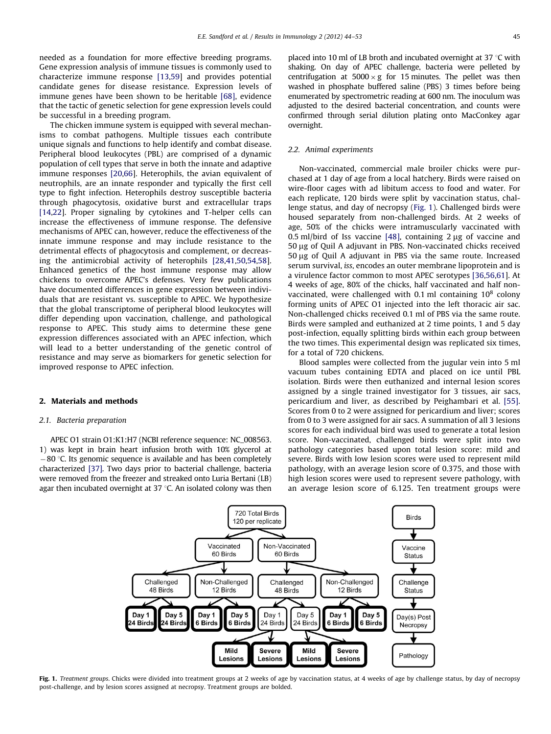needed as a foundation for more effective breeding programs. Gene expression analysis of immune tissues is commonly used to characterize immune response [13,59] and provides potential candidate genes for disease resistance. Expression levels of immune genes have been shown to be heritable [68], evidence that the tactic of genetic selection for gene expression levels could be successful in a breeding program.

The chicken immune system is equipped with several mechanisms to combat pathogens. Multiple tissues each contribute unique signals and functions to help identify and combat disease. Peripheral blood leukocytes (PBL) are comprised of a dynamic population of cell types that serve in both the innate and adaptive immune responses [20,66]. Heterophils, the avian equivalent of neutrophils, are an innate responder and typically the first cell type to fight infection. Heterophils destroy susceptible bacteria through phagocytosis, oxidative burst and extracellular traps [14,22]. Proper signaling by cytokines and T-helper cells can increase the effectiveness of immune response. The defensive mechanisms of APEC can, however, reduce the effectiveness of the innate immune response and may include resistance to the detrimental effects of phagocytosis and complement, or decreasing the antimicrobial activity of heterophils [28,41,50,54,58]. Enhanced genetics of the host immune response may allow chickens to overcome APEC's defenses. Very few publications have documented differences in gene expression between individuals that are resistant vs. susceptible to APEC. We hypothesize that the global transcriptome of peripheral blood leukocytes will differ depending upon vaccination, challenge, and pathological response to APEC. This study aims to determine these gene expression differences associated with an APEC infection, which will lead to a better understanding of the genetic control of resistance and may serve as biomarkers for genetic selection for improved response to APEC infection.

## 2. Materials and methods

### 2.1. Bacteria preparation

APEC O1 strain O1:K1:H7 (NCBI reference sequence: NC_008563.1) was kept in brain heart infusion broth with 10% glycerol at −80 °C. Its genomic sequence is available and has been completely characterized [37]. Two days prior to bacterial challenge, bacteria were removed from the freezer and streaked onto Luria Bertani (LB) agar then incubated overnight at 37 °C. An isolated colony was then placed into 10 ml of LB broth and incubated overnight at 37 °C with shaking. On day of APEC challenge, bacteria were pelleted by centrifugation at 5000 × g for 15 minutes. The pellet was then washed in phosphate buffered saline (PBS) 3 times before being enumerated by spectrometric reading at 600 nm. The inoculum was adjusted to the desired bacterial concentration, and counts were confirmed through serial dilution plating onto MacConkey agar overnight.

### 2.2. Animal experiments

Non-vaccinated, commercial male broiler chicks were purchased at 1 day of age from a local hatchery. Birds were raised on wire-floor cages with ad libitum access to food and water. For each replicate, 120 birds were split by vaccination status, challenge status, and day of necropsy (Fig. 1). Challenged birds were housed separately from non-challenged birds. At 2 weeks of age, 50% of the chicks were intramuscularly vaccinated with 0.5 ml/bird of Iss vaccine [48], containing 2 μg of vaccine and 50 μg of Quil A adjuvant in PBS. Non-vaccinated chicks received 50 μg of Quil A adjuvant in PBS via the same route. Increased serum survival, *iss*, encodes an outer membrane lipoprotein and is a virulence factor common to most APEC serotypes [36,56,61]. At 4 weeks of age, 80% of the chicks, half vaccinated and half non-vaccinated, were challenged with 0.1 ml containing $10^8$ colony forming units of APEC O1 injected into the left thoracic air sac. Non-challenged chicks received 0.1 ml of PBS via the same route. Birds were sampled and euthanized at 2 time points, 1 and 5 day post-infection, equally splitting birds within each group between the two times. This experimental design was replicated six times, for a total of 720 chickens.

Blood samples were collected from the jugular vein into 5 ml vacuum tubes containing EDTA and placed on ice until PBL isolation. Birds were then euthanized and internal lesion scores assigned by a single trained investigator for 3 tissues, air sacs, pericardium and liver, as described by Peighambari et al. [55]. Scores from 0 to 2 were assigned for pericardium and liver; scores from 0 to 3 were assigned for air sacs. A summation of all 3 lesions scores for each individual bird was used to generate a total lesion score. Non-vaccinated, challenged birds were split into two pathology categories based upon total lesion score: mild and severe. Birds with low lesion scores were used to represent mild pathology, with an average lesion score of 0.375, and those with high lesion scores were used to represent severe pathology, with an average lesion score of 6.125. Ten treatment groups were

**Fig. 1.** *Treatment groups.* Chicks were divided into treatment groups at 2 weeks of age by vaccination status, at 4 weeks of age by challenge status, by day of necropsy post-challenge, and by lesion scores assigned at necropsy. Treatment groups are bolded.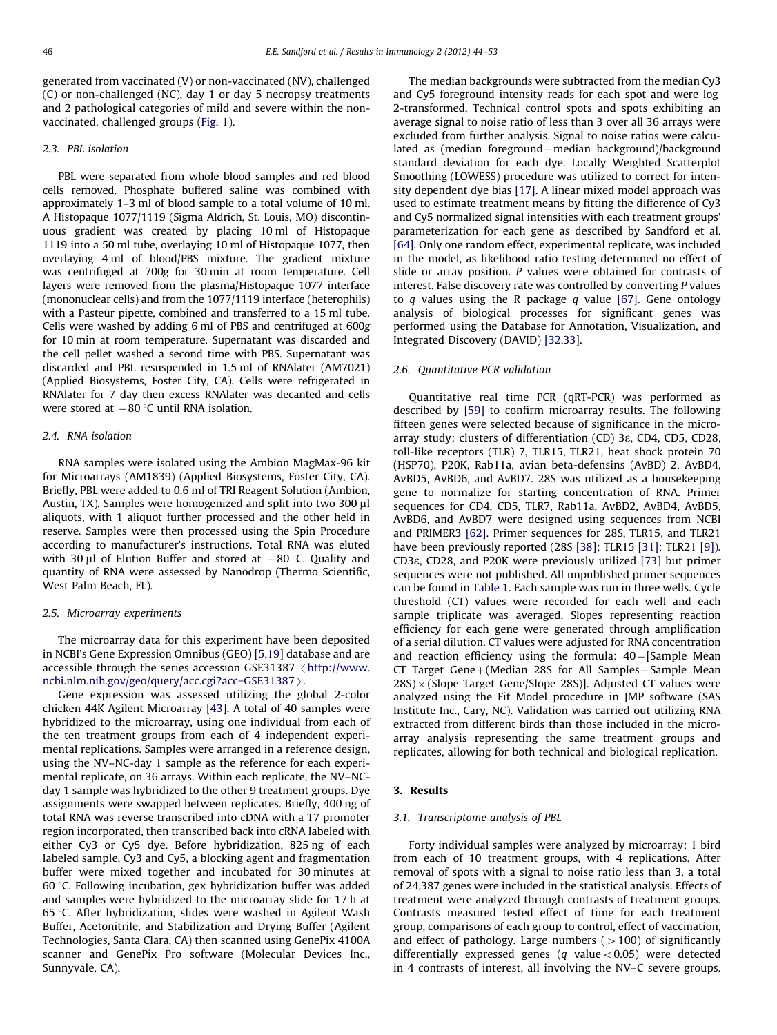generated from vaccinated (V) or non-vaccinated (NV), challenged (C) or non-challenged (NC), day 1 or day 5 necropsy treatments and 2 pathological categories of mild and severe within the non-vaccinated, challenged groups (Fig. 1).

### 2.3. PBL isolation

PBL were separated from whole blood samples and red blood cells removed. Phosphate buffered saline was combined with approximately 1–3 ml of blood sample to a total volume of 10 ml. A Histopaque 1077/1119 (Sigma Aldrich, St. Louis, MO) discontinuous gradient was created by placing 10 ml of Histopaque 1119 into a 50 ml tube, overlaying 10 ml of Histopaque 1077, then overlaying 4 ml of blood/PBS mixture. The gradient mixture was centrifuged at 700*g* for 30 min at room temperature. Cell layers were removed from the plasma/Histopaque 1077 interface (mononuclear cells) and from the 1077/1119 interface (heterophils) with a Pasteur pipette, combined and transferred to a 15 ml tube. Cells were washed by adding 6 ml of PBS and centrifuged at 600*g* for 10 min at room temperature. Supernatant was discarded and the cell pellet washed a second time with PBS. Supernatant was discarded and PBL resuspended in 1.5 ml of RNAlater (AM7021) (Applied Biosystems, Foster City, CA). Cells were refrigerated in RNAlater for 7 day then excess RNAlater was decanted and cells were stored at −80 °C until RNA isolation.

### 2.4. RNA isolation

RNA samples were isolated using the Ambion MagMax-96 kit for Microarrays (AM1839) (Applied Biosystems, Foster City, CA). Briefly, PBL were added to 0.6 ml of TRI Reagent Solution (Ambion, Austin, TX). Samples were homogenized and split into two 300 μl aliquots, with 1 aliquot further processed and the other held in reserve. Samples were then processed using the Spin Procedure according to manufacturer's instructions. Total RNA was eluted with 30 μl of Elution Buffer and stored at −80 °C. Quality and quantity of RNA were assessed by Nanodrop (Thermo Scientific, West Palm Beach, FL).

### 2.5. Microarray experiments

The microarray data for this experiment have been deposited in NCBI's Gene Expression Omnibus (GEO) [5,19] database and are accessible through the series accession GSE31387 ⟨http://www.ncbi.nlm.nih.gov/geo/query/acc.cgi?acc=GSE31387⟩.

Gene expression was assessed utilizing the global 2-color chicken 44K Agilent Microarray [43]. A total of 40 samples were hybridized to the microarray, using one individual from each of the ten treatment groups from each of 4 independent experimental replications. Samples were arranged in a reference design, using the NV–NC-day 1 sample as the reference for each experimental replicate, on 36 arrays. Within each replicate, the NV–NC-day 1 sample was hybridized to the other 9 treatment groups. Dye assignments were swapped between replicates. Briefly, 400 ng of total RNA was reverse transcribed into cDNA with a T7 promoter region incorporated, then transcribed back into cRNA labeled with either Cy3 or Cy5 dye. Before hybridization, 825 ng of each labeled sample, Cy3 and Cy5, a blocking agent and fragmentation buffer were mixed together and incubated for 30 minutes at 60 °C. Following incubation, gex hybridization buffer was added and samples were hybridized to the microarray slide for 17 h at 65 °C. After hybridization, slides were washed in Agilent Wash Buffer, Acetonitrile, and Stabilization and Drying Buffer (Agilent Technologies, Santa Clara, CA) then scanned using GenePix 4100A scanner and GenePix Pro software (Molecular Devices Inc., Sunnyvale, CA).

The median backgrounds were subtracted from the median Cy3 and Cy5 foreground intensity reads for each spot and were log 2-transformed. Technical control spots and spots exhibiting an average signal to noise ratio of less than 3 over all 36 arrays were excluded from further analysis. Signal to noise ratios were calculated as (median foreground − median background)/background standard deviation for each dye. Locally Weighted Scatterplot Smoothing (LOWESS) procedure was utilized to correct for intensity dependent dye bias [17]. A linear mixed model approach was used to estimate treatment means by fitting the difference of Cy3 and Cy5 normalized signal intensities with each treatment groups' parameterization for each gene as described by Sandford et al. [64]. Only one random effect, experimental replicate, was included in the model, as likelihood ratio testing determined no effect of slide or array position. *P* values were obtained for contrasts of interest. False discovery rate was controlled by converting *P* values to *q* values using the R package *q* value [67]. Gene ontology analysis of biological processes for significant genes was performed using the Database for Annotation, Visualization, and Integrated Discovery (DAVID) [32,33].

### 2.6. Quantitative PCR validation

Quantitative real time PCR (qRT-PCR) was performed as described by [59] to confirm microarray results. The following fifteen genes were selected because of significance in the microarray study: clusters of differentiation (CD) 3ε, CD4, CD5, CD28, toll-like receptors (TLR) 7, TLR15, TLR21, heat shock protein 70 (HSP70), P20K, Rab11a, avian beta-defensins (AvBD) 2, AvBD4, AvBD5, AvBD6, and AvBD7. 28S was utilized as a housekeeping gene to normalize for starting concentration of RNA. Primer sequences for CD4, CD5, TLR7, Rab11a, AvBD2, AvBD4, AvBD5, AvBD6, and AvBD7 were designed using sequences from NCBI and PRIMER3 [62]. Primer sequences for 28S, TLR15, and TLR21 have been previously reported (28S [38]; TLR15 [31]; TLR21 [9]). CD3ε, CD28, and P20K were previously utilized [73] but primer sequences were not published. All unpublished primer sequences can be found in Table 1. Each sample was run in three wells. Cycle threshold (CT) values were recorded for each well and each sample triplicate was averaged. Slopes representing reaction efficiency for each gene were generated through amplification of a serial dilution. CT values were adjusted for RNA concentration and reaction efficiency using the formula: 40 − [Sample Mean CT Target Gene + (Median 28S for All Samples − Sample Mean 28S) × (Slope Target Gene/Slope 28S)]. Adjusted CT values were analyzed using the Fit Model procedure in JMP software (SAS Institute Inc., Cary, NC). Validation was carried out utilizing RNA extracted from different birds than those included in the microarray analysis representing the same treatment groups and replicates, allowing for both technical and biological replication.

## 3. Results

### 3.1. Transcriptome analysis of PBL

Forty individual samples were analyzed by microarray; 1 bird from each of 10 treatment groups, with 4 replications. After removal of spots with a signal to noise ratio less than 3, a total of 24,387 genes were included in the statistical analysis. Effects of treatment were analyzed through contrasts of treatment groups. Contrasts measured tested effect of time for each treatment group, comparisons of each group to control, effect of vaccination, and effect of pathology. Large numbers (>100) of significantly differentially expressed genes (*q* value < 0.05) were detected in 4 contrasts of interest, all involving the NV–C severe groups.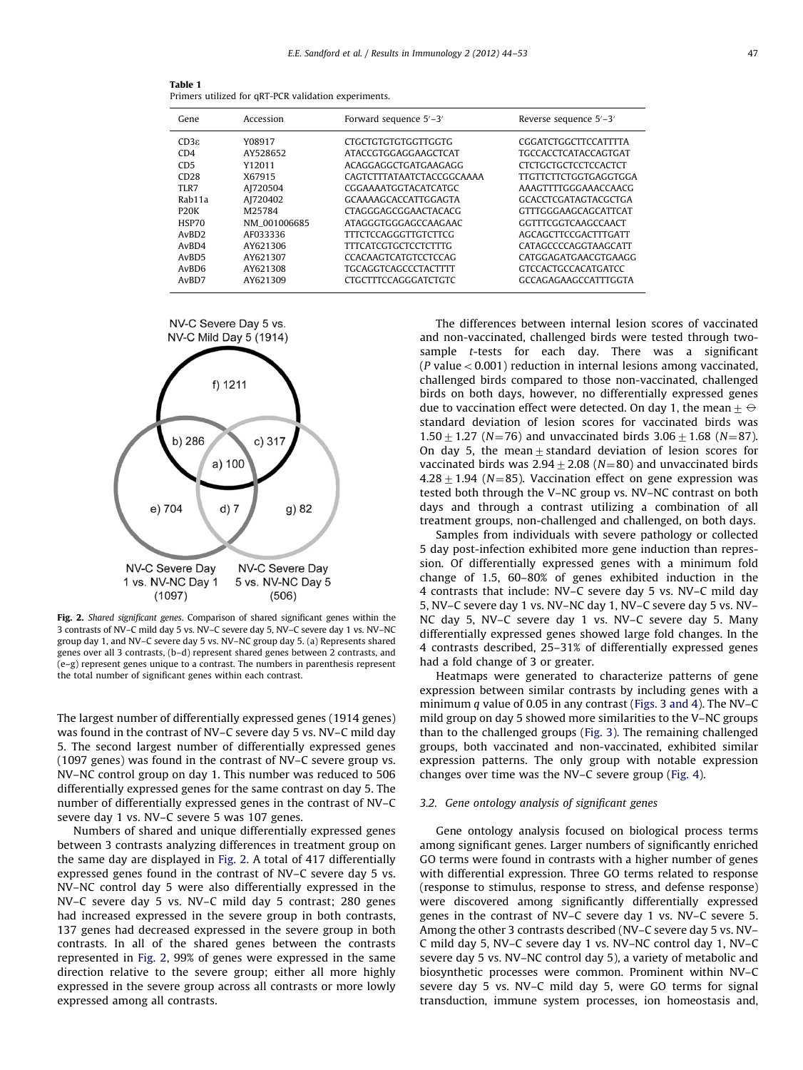**Table 1**
Primers utilized for qRT-PCR validation experiments.

| Gene | Accession | Forward sequence 5′–3′ | Reverse sequence 5′–3′ |
|---|---|---|---|
| CD3ε | Y08917 | CTGCTGTGTGGTTGGTG | CGGATCTGGCTTCCATTTTA |
| CD4 | AY528652 | ATACCGTGGAGGAAGCTCAT | TGCCACCTCATACCAGTGAT |
| CD5 | Y12011 | ACAGGAGGCTGATGAAGAGG | CTCTGCTGCTCCTCCACTCT |
| CD28 | X67915 | CAGTCTTTATAATCTACCGGCAAAA | TTGTTCTTCTGGTGAGGTGGA |
| TLR7 | AJ720504 | CGGAAAATGGTACATCATGC | AAAGTTTTGGGAAACCAACG |
| Rab11a | AJ720402 | GCAAAAGCACCATTGGAGTA | GCACCTCGATAGTACGCTGA |
| P20K | M25784 | CTAGGGAGCGGAACTACACG | GTTTGGGAAGCAGCATTCAT |
| HSP70 | NM_001006685 | ATAGGGTGGGAGCCAAGAAC | GGTTTCGGTCAAGCCAACT |
| AvBD2 | AF033336 | TTTCTCCAGGGTTGTCTTCG | AGCAGCTTCCGACTTTGATT |
| AvBD4 | AY621306 | TTTCATCGTGCTCCTCTTTG | CATAGCCCCAGGTAAGCATT |
| AvBD5 | AY621307 | CCACAAGTCATGTCCTCCAG | CATGGAGATGAACGTGAAGG |
| AvBD6 | AY621308 | TGCAGGTCAGCCCTACTTTT | GTCCACTGCCACATGATCC |
| AvBD7 | AY621309 | CTGCTTTCCAGGGATCTGTC | GCCAGAGAAGCCATTTGGTA |

NV-C Severe Day 5 vs. NV-C Mild Day 5 (1914)

f) 1211, b) 286, c) 317, a) 100, e) 704, d) 7, g) 82

NV-C Severe Day 1 vs. NV-NC Day 1 (1097) — NV-C Severe Day 5 vs. NV-NC Day 5 (506)

**Fig. 2.** *Shared significant genes*. Comparison of shared significant genes within the 3 contrasts of NV–C mild day 5 vs. NV–C severe day 5, NV–C severe day 1 vs. NV–NC group day 1, and NV–C severe day 5 vs. NV–NC group day 5. (a) Represents shared genes over all 3 contrasts, (b–d) represent shared genes between 2 contrasts, and (e–g) represent genes unique to a contrast. The numbers in parenthesis represent the total number of significant genes within each contrast.

The largest number of differentially expressed genes (1914 genes) was found in the contrast of NV–C severe day 5 vs. NV–C mild day 5. The second largest number of differentially expressed genes (1097 genes) was found in the contrast of NV–C severe group vs. NV–NC control group on day 1. This number was reduced to 506 differentially expressed genes for the same contrast on day 5. The number of differentially expressed genes in the contrast of NV–C severe day 1 vs. NV–C severe 5 was 107 genes.

Numbers of shared and unique differentially expressed genes between 3 contrasts analyzing differences in treatment group on the same day are displayed in Fig. 2. A total of 417 differentially expressed genes found in the contrast of NV–C severe day 5 vs. NV–NC control day 5 were also differentially expressed in the NV–C severe day 5 vs. NV–C mild day 5 contrast; 280 genes had increased expressed in the severe group in both contrasts, 137 genes had decreased expressed in the severe group in both contrasts. In all of the shared genes between the contrasts represented in Fig. 2, 99% of genes were expressed in the same direction relative to the severe group; either all more highly expressed in the severe group across all contrasts or more lowly expressed among all contrasts.

The differences between internal lesion scores of vaccinated and non-vaccinated, challenged birds were tested through two-sample *t*-tests for each day. There was a significant ($P$ value $< 0.001$) reduction in internal lesions among vaccinated, challenged birds compared to those non-vaccinated, challenged birds on both days, however, no differentially expressed genes due to vaccination effect were detected. On day 1, the mean ± standard deviation of lesion scores for vaccinated birds was $1.50 \pm 1.27$ ($N=76$) and unvaccinated birds $3.06 \pm 1.68$ ($N=87$). On day 5, the mean ± standard deviation of lesion scores for vaccinated birds was $2.94 \pm 2.08$ ($N=80$) and unvaccinated birds $4.28 \pm 1.94$ ($N=85$). Vaccination effect on gene expression was tested both through the V–NC group vs. NV–NC contrast on both days and through a contrast utilizing a combination of all treatment groups, non-challenged and challenged, on both days.

Samples from individuals with severe pathology or collected 5 day post-infection exhibited more gene induction than repression. Of differentially expressed genes with a minimum fold change of 1.5, 60–80% of genes exhibited induction in the 4 contrasts that include: NV–C severe day 5 vs. NV–C mild day 5, NV–C severe day 1 vs. NV–NC day 1, NV–C severe day 5 vs. NV–NC day 5, NV–C severe day 1 vs. NV–C severe day 5. Many differentially expressed genes showed large fold changes. In the 4 contrasts described, 25–31% of differentially expressed genes had a fold change of 3 or greater.

Heatmaps were generated to characterize patterns of gene expression between similar contrasts by including genes with a minimum $q$ value of 0.05 in any contrast (Figs. 3 and 4). The NV–C mild group on day 5 showed more similarities to the V–NC groups than to the challenged groups (Fig. 3). The remaining challenged groups, both vaccinated and non-vaccinated, exhibited similar expression patterns. The only group with notable expression changes over time was the NV–C severe group (Fig. 4).

### 3.2. Gene ontology analysis of significant genes

Gene ontology analysis focused on biological process terms among significant genes. Larger numbers of significantly enriched GO terms were found in contrasts with a higher number of genes with differential expression. Three GO terms related to response (response to stimulus, response to stress, and defense response) were discovered among significantly differentially expressed genes in the contrast of NV–C severe day 1 vs. NV–C severe 5. Among the other 3 contrasts described (NV–C severe day 5 vs. NV–C mild day 5, NV–C severe day 1 vs. NV–NC control day 1, NV–C severe day 5 vs. NV–NC control day 5), a variety of metabolic and biosynthetic processes were common. Prominent within NV–C severe day 5 vs. NV–C mild day 5, were GO terms for signal transduction, immune system processes, ion homeostasis and,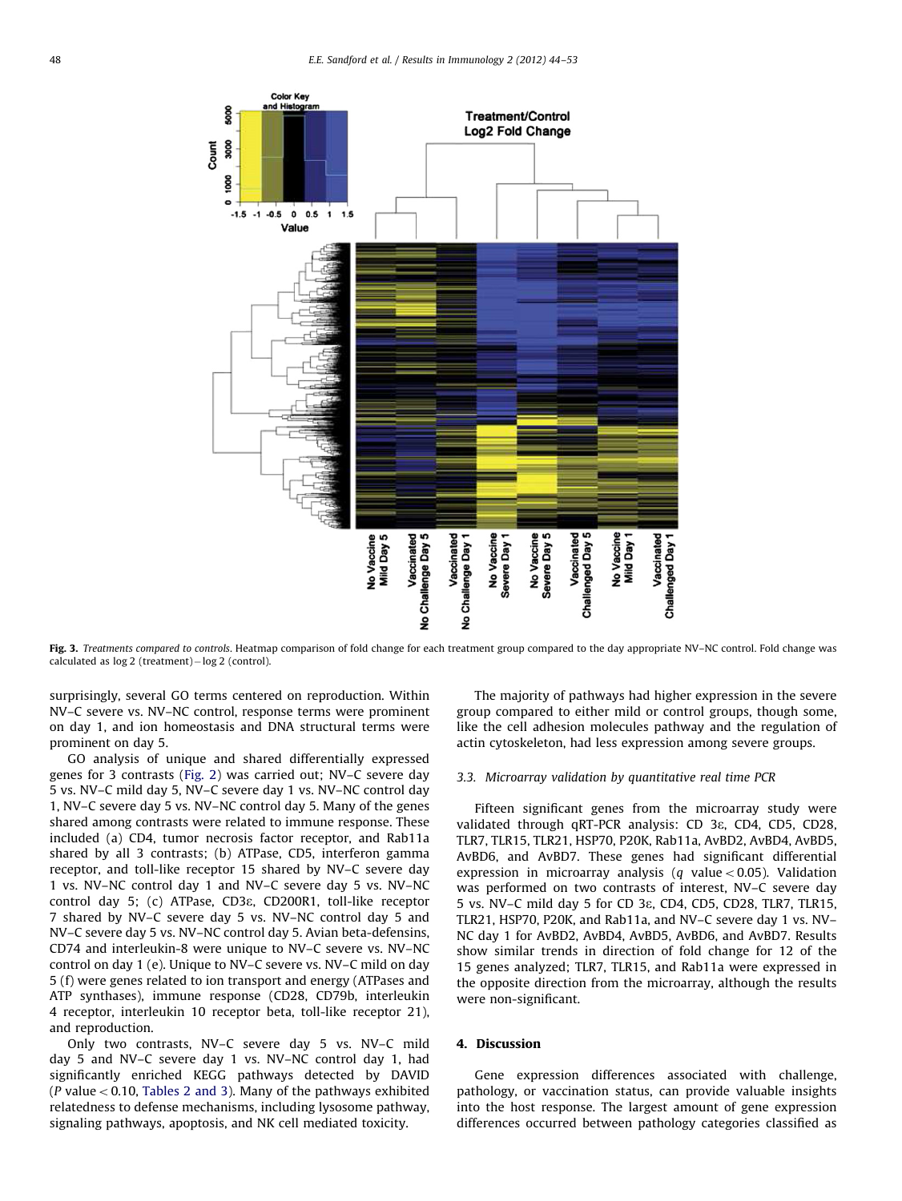**Fig. 3.** *Treatments compared to controls*. Heatmap comparison of fold change for each treatment group compared to the day appropriate NV–NC control. Fold change was calculated as log 2 (treatment) − log 2 (control).

surprisingly, several GO terms centered on reproduction. Within NV–C severe vs. NV–NC control, response terms were prominent on day 1, and ion homeostasis and DNA structural terms were prominent on day 5.

GO analysis of unique and shared differentially expressed genes for 3 contrasts (Fig. 2) was carried out; NV–C severe day 5 vs. NV–C mild day 5, NV–C severe day 1 vs. NV–NC control day 1, NV–C severe day 5 vs. NV–NC control day 5. Many of the genes shared among contrasts were related to immune response. These included (a) CD4, tumor necrosis factor receptor, and Rab11a shared by all 3 contrasts; (b) ATPase, CD5, interferon gamma receptor, and toll-like receptor 15 shared by NV–C severe day 1 vs. NV–NC control day 1 and NV–C severe day 5 vs. NV–NC control day 5; (c) ATPase, CD3ε, CD200R1, toll-like receptor 7 shared by NV–C severe day 5 vs. NV–NC control day 5 and NV–C severe day 5 vs. NV–NC control day 5. Avian beta-defensins, CD74 and interleukin-8 were unique to NV–C severe vs. NV–NC control on day 1 (e). Unique to NV–C severe vs. NV–C mild on day 5 (f) were genes related to ion transport and energy (ATPases and ATP synthases), immune response (CD28, CD79b, interleukin 4 receptor, interleukin 10 receptor beta, toll-like receptor 21), and reproduction.

Only two contrasts, NV–C severe day 5 vs. NV–C mild day 5 and NV–C severe day 1 vs. NV–NC control day 1, had significantly enriched KEGG pathways detected by DAVID ($P$ value $< 0.10$, Tables 2 and 3). Many of the pathways exhibited relatedness to defense mechanisms, including lysosome pathway, signaling pathways, apoptosis, and NK cell mediated toxicity.

The majority of pathways had higher expression in the severe group compared to either mild or control groups, though some, like the cell adhesion molecules pathway and the regulation of actin cytoskeleton, had less expression among severe groups.

### 3.3. Microarray validation by quantitative real time PCR

Fifteen significant genes from the microarray study were validated through qRT-PCR analysis: CD 3ε, CD4, CD5, CD28, TLR7, TLR15, TLR21, HSP70, P20K, Rab11a, AvBD2, AvBD4, AvBD5, AvBD6, and AvBD7. These genes had significant differential expression in microarray analysis ($q$ value $< 0.05$). Validation was performed on two contrasts of interest, NV–C severe day 5 vs. NV–C mild day 5 for CD 3ε, CD4, CD5, CD28, TLR7, TLR15, TLR21, HSP70, P20K, and Rab11a, and NV–C severe day 1 vs. NV–NC day 1 for AvBD2, AvBD4, AvBD5, AvBD6, and AvBD7. Results show similar trends in direction of fold change for 12 of the 15 genes analyzed; TLR7, TLR15, and Rab11a were expressed in the opposite direction from the microarray, although the results were non-significant.

## 4. Discussion

Gene expression differences associated with challenge, pathology, or vaccination status, can provide valuable insights into the host response. The largest amount of gene expression differences occurred between pathology categories classified as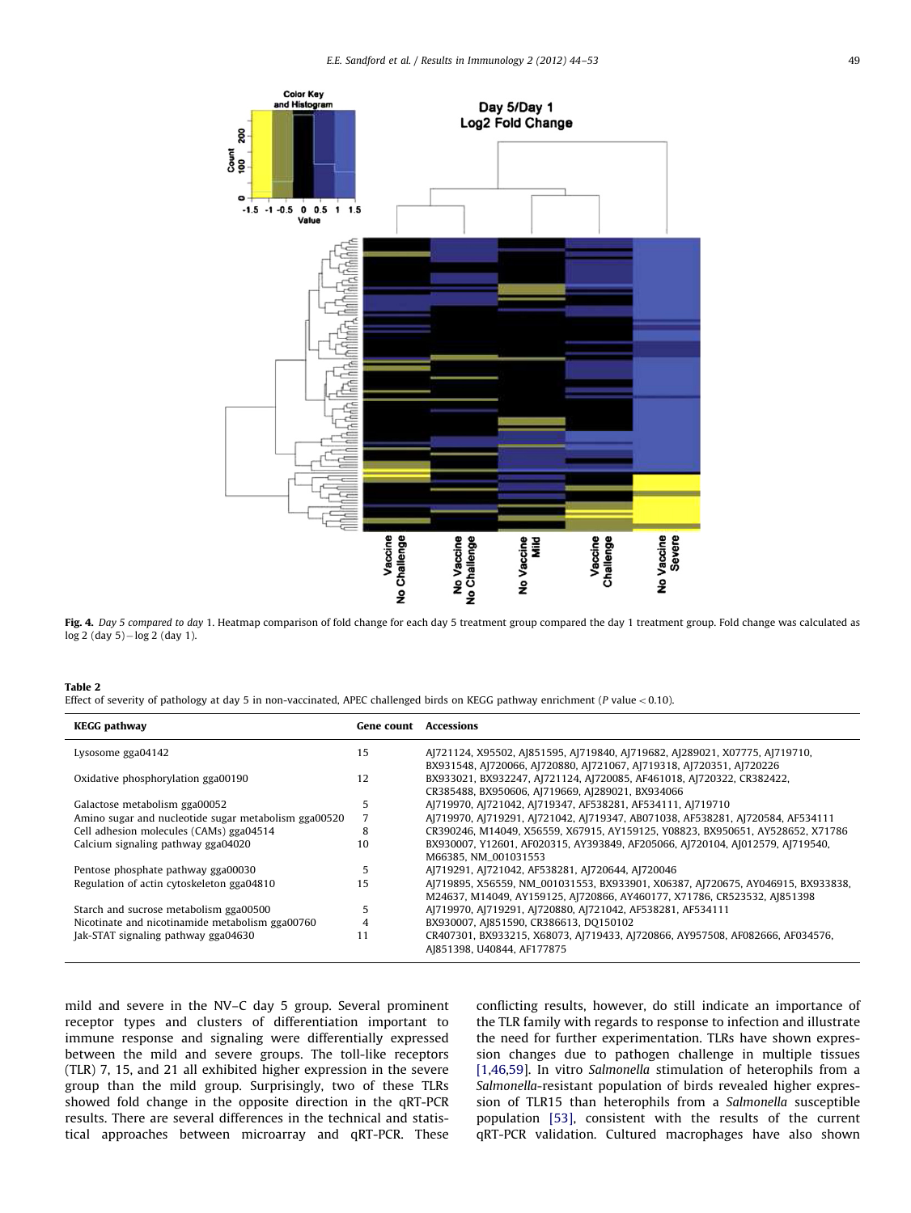**Fig. 4.** *Day 5 compared to day 1.* Heatmap comparison of fold change for each day 5 treatment group compared the day 1 treatment group. Fold change was calculated as log 2 (day 5) − log 2 (day 1).

**Table 2**
Effect of severity of pathology at day 5 in non-vaccinated, APEC challenged birds on KEGG pathway enrichment (*P* value < 0.10).

| KEGG pathway | Gene count | Accessions |
|---|---|---|
| Lysosome gga04142 | 15 | AJ721124, X95502, AJ851595, AJ719840, AJ719682, AJ289021, X07775, AJ719710, BX931548, AJ720066, AJ720880, AJ721067, AJ719318, AJ720351, AJ720226 |
| Oxidative phosphorylation gga00190 | 12 | BX933021, BX932247, AJ721124, AJ720085, AF461018, AJ720322, CR382422, CR385488, BX950606, AJ719669, AJ289021, BX934066 |
| Galactose metabolism gga00052 | 5 | AJ719970, AJ721042, AJ719347, AF538281, AF534111, AJ719710 |
| Amino sugar and nucleotide sugar metabolism gga00520 | 7 | AJ719970, AJ719291, AJ721042, AJ719347, AB071038, AF538281, AJ720584, AF534111 |
| Cell adhesion molecules (CAMs) gga04514 | 8 | CR390246, M14049, X56559, X67915, AY159125, Y08823, BX950651, AY528652, X71786 |
| Calcium signaling pathway gga04020 | 10 | BX930007, Y12601, AF020315, AY393849, AF205066, AJ720104, AJ012579, AJ719540, M66385, NM_001031553 |
| Pentose phosphate pathway gga00030 | 5 | AJ719291, AJ721042, AF538281, AJ720644, AJ720046 |
| Regulation of actin cytoskeleton gga04810 | 15 | AJ719895, X56559, NM_001031553, BX933901, X06387, AJ720675, AY046915, BX933838, M24637, M14049, AY159125, AJ720866, AY460177, X71786, CR523532, AJ851398 |
| Starch and sucrose metabolism gga00500 | 5 | AJ719970, AJ719291, AJ720880, AJ721042, AF538281, AF534111 |
| Nicotinate and nicotinamide metabolism gga00760 | 4 | BX930007, AJ851590, CR386613, DQ150102 |
| Jak-STAT signaling pathway gga04630 | 11 | CR407301, BX933215, X68073, AJ719433, AJ720866, AY957508, AF082666, AF034576, AJ851398, U40844, AF177875 |

mild and severe in the NV–C day 5 group. Several prominent receptor types and clusters of differentiation important to immune response and signaling were differentially expressed between the mild and severe groups. The toll-like receptors (TLR) 7, 15, and 21 all exhibited higher expression in the severe group than the mild group. Surprisingly, two of these TLRs showed fold change in the opposite direction in the qRT-PCR results. There are several differences in the technical and statistical approaches between microarray and qRT-PCR. These conflicting results, however, do still indicate an importance of the TLR family with regards to response to infection and illustrate the need for further experimentation. TLRs have shown expression changes due to pathogen challenge in multiple tissues [1,46,59]. In vitro *Salmonella* stimulation of heterophils from a *Salmonella*-resistant population of birds revealed higher expression of TLR15 than heterophils from a *Salmonella* susceptible population [53], consistent with the results of the current qRT-PCR validation. Cultured macrophages have also shown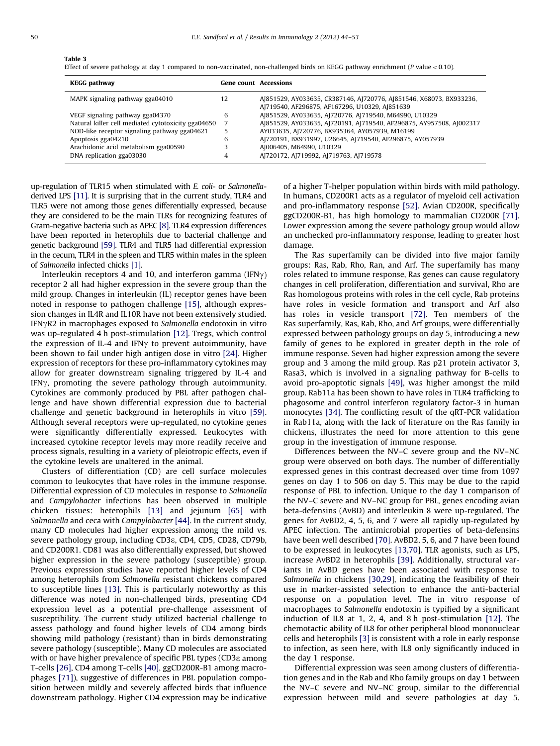**Table 3**
Effect of severe pathology at day 1 compared to non-vaccinated, non-challenged birds on KEGG pathway enrichment (*P* value < 0.10).

| KEGG pathway | Gene count | Accessions |
|---|---|---|
| MAPK signaling pathway gga04010 | 12 | AJ851529, AY033635, CR387146, AJ720776, AJ851546, X68073, BX933236, AJ719540, AF296875, AF167296, U10329, AJ851639 |
| VEGF signaling pathway gga04370 | 6 | AJ851529, AY033635, AJ720776, AJ719540, M64990, U10329 |
| Natural killer cell mediated cytotoxicity gga04650 | 7 | AJ851529, AY033635, AJ720191, AJ719540, AF296875, AY957508, AJ002317 |
| NOD-like receptor signaling pathway gga04621 | 5 | AY033635, AJ720776, BX935364, AY057939, M16199 |
| Apoptosis gga04210 | 6 | AJ720191, BX931997, U26645, AJ719540, AF296875, AY057939 |
| Arachidonic acid metabolism gga00590 | 3 | AJ006405, M64990, U10329 |
| DNA replication gga03030 | 4 | AJ720172, AJ719992, AJ719763, AJ719578 |

up-regulation of TLR15 when stimulated with *E. coli*- or *Salmonella*-derived LPS [11]. It is surprising that in the current study, TLR4 and TLR5 were not among those genes differentially expressed, because they are considered to be the main TLRs for recognizing features of Gram-negative bacteria such as APEC [8]. TLR4 expression differences have been reported in heterophils due to bacterial challenge and genetic background [59]. TLR4 and TLR5 had differential expression in the cecum, TLR4 in the spleen and TLR5 within males in the spleen of *Salmonella* infected chicks [1].

Interleukin receptors 4 and 10, and interferon gamma (IFN$\gamma$) receptor 2 all had higher expression in the severe group than the mild group. Changes in interleukin (IL) receptor genes have been noted in response to pathogen challenge [15], although expression changes in IL4R and IL10R have not been extensively studied. IFN$\gamma$R2 in macrophages exposed to *Salmonella* endotoxin in vitro was up-regulated 4 h post-stimulation [12]. Tregs, which control the expression of IL-4 and IFN$\gamma$ to prevent autoimmunity, have been shown to fail under high antigen dose in vitro [24]. Higher expression of receptors for these pro-inflammatory cytokines may allow for greater downstream signaling triggered by IL-4 and IFN$\gamma$, promoting the severe pathology through autoimmunity. Cytokines are commonly produced by PBL after pathogen challenge and have shown differential expression due to bacterial challenge and genetic background in heterophils in vitro [59]. Although several receptors were up-regulated, no cytokine genes were significantly differentially expressed. Leukocytes with increased cytokine receptor levels may more readily receive and process signals, resulting in a variety of pleiotropic effects, even if the cytokine levels are unaltered in the animal.

Clusters of differentiation (CD) are cell surface molecules common to leukocytes that have roles in the immune response. Differential expression of CD molecules in response to *Salmonella* and *Campylobacter* infections has been observed in multiple chicken tissues: heterophils [13] and jejunum [65] with *Salmonella* and ceca with *Campylobacter* [44]. In the current study, many CD molecules had higher expression among the mild vs. severe pathology group, including CD3$\varepsilon$, CD4, CD5, CD28, CD79b, and CD200R1. CD81 was also differentially expressed, but showed higher expression in the severe pathology (susceptible) group. Previous expression studies have reported higher levels of CD4 among heterophils from *Salmonella* resistant chickens compared to susceptible lines [13]. This is particularly noteworthy as this difference was noted in non-challenged birds, presenting CD4 expression level as a potential pre-challenge assessment of susceptibility. The current study utilized bacterial challenge to assess pathology and found higher levels of CD4 among birds showing mild pathology (resistant) than in birds demonstrating severe pathology (susceptible). Many CD molecules are associated with or have higher prevalence of specific PBL types (CD3$\varepsilon$ among T-cells [26], CD4 among T-cells [40], ggCD200R-B1 among macrophages [71]), suggestive of differences in PBL population composition between mildly and severely affected birds that influence downstream pathology. Higher CD4 expression may be indicative of a higher T-helper population within birds with mild pathology. In humans, CD200R1 acts as a regulator of myeloid cell activation and pro-inflammatory response [52]. Avian CD200R, specifically ggCD200R-B1, has high homology to mammalian CD200R [71]. Lower expression among the severe pathology group would allow an unchecked pro-inflammatory response, leading to greater host damage.

The Ras superfamily can be divided into five major family groups: Ras, Rab, Rho, Ran, and Arf. The superfamily has many roles related to immune response, Ras genes can cause regulatory changes in cell proliferation, differentiation and survival, Rho are Ras homologous proteins with roles in the cell cycle, Rab proteins have roles in vesicle formation and transport and Arf also has roles in vesicle transport [72]. Ten members of the Ras superfamily, Ras, Rab, Rho, and Arf groups, were differentially expressed between pathology groups on day 5, introducing a new family of genes to be explored in greater depth in the role of immune response. Seven had higher expression among the severe group and 3 among the mild group. Ras p21 protein activator 3, Rasa3, which is involved in a signaling pathway for B-cells to avoid pro-apoptotic signals [49], was higher amongst the mild group. Rab11a has been shown to have roles in TLR4 trafficking to phagosome and control interferon regulatory factor-3 in human monocytes [34]. The conflicting result of the qRT-PCR validation in Rab11a, along with the lack of literature on the Ras family in chickens, illustrates the need for more attention to this gene group in the investigation of immune response.

Differences between the NV–C severe group and the NV–NC group were observed on both days. The number of differentially expressed genes in this contrast decreased over time from 1097 genes on day 1 to 506 on day 5. This may be due to the rapid response of PBL to infection. Unique to the day 1 comparison of the NV–C severe and NV–NC group for PBL, genes encoding avian beta-defensins (AvBD) and interleukin 8 were up-regulated. The genes for AvBD2, 4, 5, 6, and 7 were all rapidly up-regulated by APEC infection. The antimicrobial properties of beta-defensins have been well described [70]. AvBD2, 5, 6, and 7 have been found to be expressed in leukocytes [13,70]. TLR agonists, such as LPS, increase AvBD2 in heterophils [39]. Additionally, structural variants in AvBD genes have been associated with response to *Salmonella* in chickens [30,29], indicating the feasibility of their use in marker-assisted selection to enhance the anti-bacterial response on a population level. The in vitro response of macrophages to *Salmonella* endotoxin is typified by a significant induction of IL8 at 1, 2, 4, and 8 h post-stimulation [12]. The chemotactic ability of IL8 for other peripheral blood mononuclear cells and heterophils [3] is consistent with a role in early response to infection, as seen here, with IL8 only significantly induced in the day 1 response.

Differential expression was seen among clusters of differentiation genes and in the Rab and Rho family groups on day 1 between the NV–C severe and NV–NC group, similar to the differential expression between mild and severe pathologies at day 5.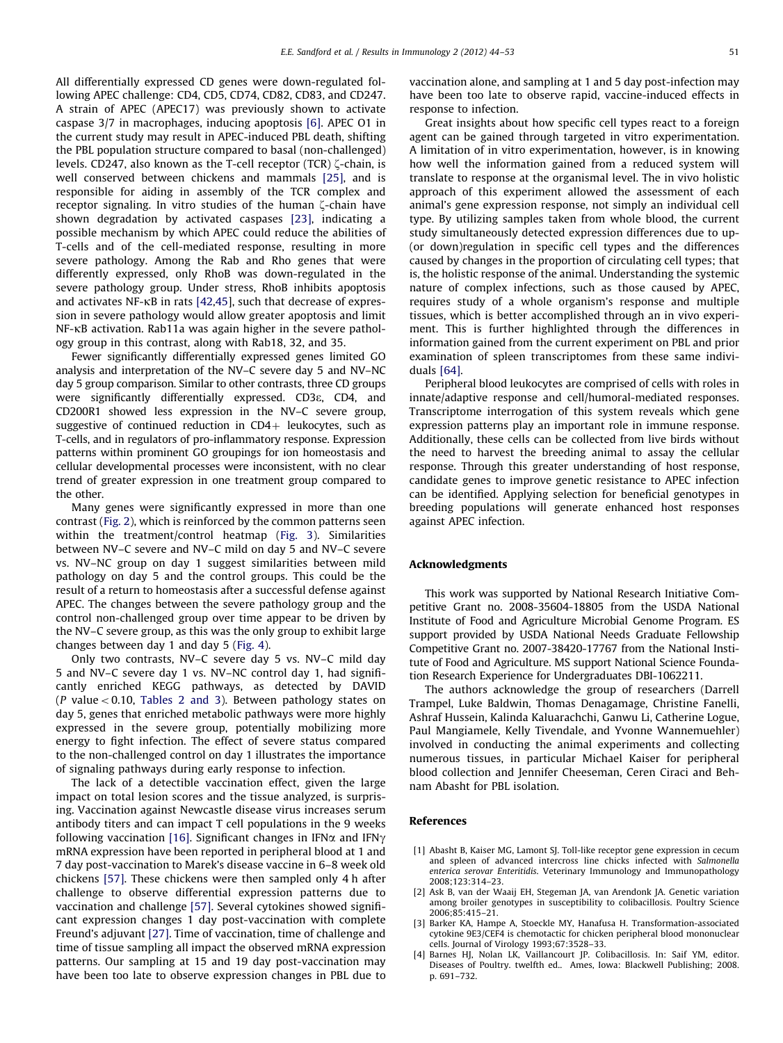All differentially expressed CD genes were down-regulated following APEC challenge: CD4, CD5, CD74, CD82, CD83, and CD247. A strain of APEC (APEC17) was previously shown to activate caspase 3/7 in macrophages, inducing apoptosis [6]. APEC O1 in the current study may result in APEC-induced PBL death, shifting the PBL population structure compared to basal (non-challenged) levels. CD247, also known as the T-cell receptor (TCR) ζ-chain, is well conserved between chickens and mammals [25], and is responsible for aiding in assembly of the TCR complex and receptor signaling. In vitro studies of the human ζ-chain have shown degradation by activated caspases [23], indicating a possible mechanism by which APEC could reduce the abilities of T-cells and of the cell-mediated response, resulting in more severe pathology. Among the Rab and Rho genes that were differently expressed, only RhoB was down-regulated in the severe pathology group. Under stress, RhoB inhibits apoptosis and activates NF-κB in rats [42,45], such that decrease of expression in severe pathology would allow greater apoptosis and limit NF-κB activation. Rab11a was again higher in the severe pathology group in this contrast, along with Rab18, 32, and 35.

Fewer significantly differentially expressed genes limited GO analysis and interpretation of the NV–C severe day 5 and NV–NC day 5 group comparison. Similar to other contrasts, three CD groups were significantly differentially expressed. CD3ε, CD4, and CD200R1 showed less expression in the NV–C severe group, suggestive of continued reduction in CD4+ leukocytes, such as T-cells, and in regulators of pro-inflammatory response. Expression patterns within prominent GO groupings for ion homeostasis and cellular developmental processes were inconsistent, with no clear trend of greater expression in one treatment group compared to the other.

Many genes were significantly expressed in more than one contrast (Fig. 2), which is reinforced by the common patterns seen within the treatment/control heatmap (Fig. 3). Similarities between NV–C severe and NV–C mild on day 5 and NV–C severe vs. NV–NC group on day 1 suggest similarities between mild pathology on day 5 and the control groups. This could be the result of a return to homeostasis after a successful defense against APEC. The changes between the severe pathology group and the control non-challenged group over time appear to be driven by the NV–C severe group, as this was the only group to exhibit large changes between day 1 and day 5 (Fig. 4).

Only two contrasts, NV–C severe day 5 vs. NV–C mild day 5 and NV–C severe day 1 vs. NV–NC control day 1, had significantly enriched KEGG pathways, as detected by DAVID ($P$ value < 0.10, Tables 2 and 3). Between pathology states on day 5, genes that enriched metabolic pathways were more highly expressed in the severe group, potentially mobilizing more energy to fight infection. The effect of severe status compared to the non-challenged control on day 1 illustrates the importance of signaling pathways during early response to infection.

The lack of a detectible vaccination effect, given the large impact on total lesion scores and the tissue analyzed, is surprising. Vaccination against Newcastle disease virus increases serum antibody titers and can impact T cell populations in the 9 weeks following vaccination [16]. Significant changes in IFNα and IFNγ mRNA expression have been reported in peripheral blood at 1 and 7 day post-vaccination to Marek's disease vaccine in 6–8 week old chickens [57]. These chickens were then sampled only 4 h after challenge to observe differential expression patterns due to vaccination and challenge [57]. Several cytokines showed significant expression changes 1 day post-vaccination with complete Freund's adjuvant [27]. Time of vaccination, time of challenge and time of tissue sampling all impact the observed mRNA expression patterns. Our sampling at 15 and 19 day post-vaccination may have been too late to observe expression changes in PBL due to vaccination alone, and sampling at 1 and 5 day post-infection may have been too late to observe rapid, vaccine-induced effects in response to infection.

Great insights about how specific cell types react to a foreign agent can be gained through targeted in vitro experimentation. A limitation of in vitro experimentation, however, is in knowing how well the information gained from a reduced system will translate to response at the organismal level. The in vivo holistic approach of this experiment allowed the assessment of each animal's gene expression response, not simply an individual cell type. By utilizing samples taken from whole blood, the current study simultaneously detected expression differences due to up- (or down)regulation in specific cell types and the differences caused by changes in the proportion of circulating cell types; that is, the holistic response of the animal. Understanding the systemic nature of complex infections, such as those caused by APEC, requires study of a whole organism's response and multiple tissues, which is better accomplished through an in vivo experiment. This is further highlighted through the differences in information gained from the current experiment on PBL and prior examination of spleen transcriptomes from these same individuals [64].

Peripheral blood leukocytes are comprised of cells with roles in innate/adaptive response and cell/humoral-mediated responses. Transcriptome interrogation of this system reveals which gene expression patterns play an important role in immune response. Additionally, these cells can be collected from live birds without the need to harvest the breeding animal to assay the cellular response. Through this greater understanding of host response, candidate genes to improve genetic resistance to APEC infection can be identified. Applying selection for beneficial genotypes in breeding populations will generate enhanced host responses against APEC infection.

## Acknowledgments

This work was supported by National Research Initiative Competitive Grant no. 2008-35604-18805 from the USDA National Institute of Food and Agriculture Microbial Genome Program. ES support provided by USDA National Needs Graduate Fellowship Competitive Grant no. 2007-38420-17767 from the National Institute of Food and Agriculture. MS support National Science Foundation Research Experience for Undergraduates DBI-1062211.

The authors acknowledge the group of researchers (Darrell Trampel, Luke Baldwin, Thomas Denagamage, Christine Fanelli, Ashraf Hussein, Kalinda Kaluarachchi, Ganwu Li, Catherine Logue, Paul Mangiamele, Kelly Tivendale, and Yvonne Wannemuehler) involved in conducting the animal experiments and collecting numerous tissues, in particular Michael Kaiser for peripheral blood collection and Jennifer Cheeseman, Ceren Ciraci and Behnam Abasht for PBL isolation.

## References

[1] Abasht B, Kaiser MG, Lamont SJ. Toll-like receptor gene expression in cecum and spleen of advanced intercross line chicks infected with *Salmonella enterica serovar Enteritidis*. Veterinary Immunology and Immunopathology 2008;123:314–23.

[2] Ask B, van der Waaij EH, Stegeman JA, van Arendonk JA. Genetic variation among broiler genotypes in susceptibility to colibacillosis. Poultry Science 2006;85:415–21.

[3] Barker KA, Hampe A, Stoeckle MY, Hanafusa H. Transformation-associated cytokine 9E3/CEF4 is chemotactic for chicken peripheral blood mononuclear cells. Journal of Virology 1993;67:3528–33.

[4] Barnes HJ, Nolan LK, Vaillancourt JP. Colibacillosis. In: Saif YM, editor. Diseases of Poultry. twelfth ed.. Ames, Iowa: Blackwell Publishing; 2008. p. 691–732.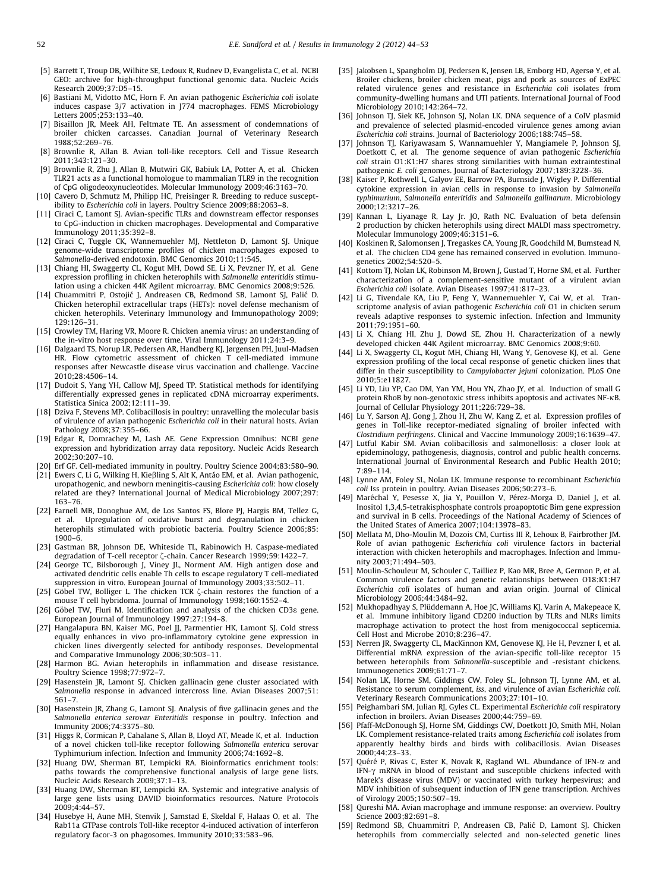[5] Barrett T, Troup DB, Wilhite SE, Ledoux R, Rudnev D, Evangelista C, et al. NCBI GEO: archive for high-throughput functional genomic data. Nucleic Acids Research 2009;37:D5–15.

[6] Bastiani M, Vidotto MC, Horn F. An avian pathogenic *Escherichia coli* isolate induces caspase 3/7 activation in J774 macrophages. FEMS Microbiology Letters 2005;253:133–40.

[7] Bisaillon JR, Meek AH, Feltmate TE. An assessment of condemnations of broiler chicken carcasses. Canadian Journal of Veterinary Research 1988;52:269–76.

[8] Brownlie R, Allan B. Avian toll-like receptors. Cell and Tissue Research 2011;343:121–30.

[9] Brownlie R, Zhu J, Allan B, Mutwiri GK, Babiuk LA, Potter A, et al. Chicken TLR21 acts as a functional homologue to mammalian TLR9 in the recognition of CpG oligodeoxynucleotides. Molecular Immunology 2009;46:3163–70.

[10] Cavero D, Schmutz M, Philipp HC, Preisinger R. Breeding to reduce susceptibility to *Escherichia coli* in layers. Poultry Science 2009;88:2063–8.

[11] Ciraci C, Lamont SJ. Avian-specific TLRs and downstream effector responses to CpG-induction in chicken macrophages. Developmental and Comparative Immunology 2011;35:392–8.

[12] Ciraci C, Tuggle CK, Wannemuehler MJ, Nettleton D, Lamont SJ. Unique genome-wide transcriptome profiles of chicken macrophages exposed to *Salmonella*-derived endotoxin. BMC Genomics 2010;11:545.

[13] Chiang HI, Swaggerty CL, Kogut MH, Dowd SE, Li X, Pevzner IY, et al. Gene expression profiling in chicken heterophils with *Salmonella enteritidis* stimulation using a chicken 44K Agilent microarray. BMC Genomics 2008;9:526.

[14] Chuammitri P, Ostojić J, Andreasen CB, Redmond SB, Lamont SJ, Palić D. Chicken heterophil extracellular traps (HETs): novel defense mechanism of chicken heterophils. Veterinary Immunology and Immunopathology 2009; 129:126–31.

[15] Crowley TM, Haring VR, Moore R. Chicken anemia virus: an understanding of the in-vitro host response over time. Viral Immunology 2011;24:3–9.

[16] Dalgaard TS, Norup LR, Pedersen AR, Handberg KJ, Jørgensen PH, Juul-Madsen HR. Flow cytometric assessment of chicken T cell-mediated immune responses after Newcastle disease virus vaccination and challenge. Vaccine 2010;28:4506–14.

[17] Dudoit S, Yang YH, Callow MJ, Speed TP. Statistical methods for identifying differentially expressed genes in replicated cDNA microarray experiments. Statistica Sinica 2002;12:111–39.

[18] Dziva F, Stevens MP. Colibacillosis in poultry: unravelling the molecular basis of virulence of avian pathogenic *Escherichia coli* in their natural hosts. Avian Pathology 2008;37:355–66.

[19] Edgar R, Domrachev M, Lash AE. Gene Expression Omnibus: NCBI gene expression and hybridization array data repository. Nucleic Acids Research 2002;30:207–10.

[20] Erf GF. Cell-mediated immunity in poultry. Poultry Science 2004;83:580–90.

[21] Ewers C, Li G, Wilking H, Kieβling S, Alt K, Antáo EM, et al. Avian pathogenic, uropathogenic, and newborn meningitis-causing *Escherichia coli*: how closely related are they? International Journal of Medical Microbiology 2007;297: 163–76.

[22] Farnell MB, Donoghue AM, de Los Santos FS, Blore PJ, Hargis BM, Tellez G, et al. Upregulation of oxidative burst and degranulation in chicken heterophils stimulated with probiotic bacteria. Poultry Science 2006;85: 1900–6.

[23] Gastman BR, Johnson DE, Whiteside TL, Rabinowich H. Caspase-mediated degradation of T-cell receptor ζ-chain. Cancer Research 1999;59:1422–7.

[24] George TC, Bilsborough J, Viney JL, Norment AM. High antigen dose and activated dendritic cells enable Th cells to escape regulatory T cell-mediated suppression in vitro. European Journal of Immunology 2003;33:502–11.

[25] Göbel TW, Bolliger L. The chicken TCR ζ-chain restores the function of a mouse T cell hybridoma. Journal of Immunology 1998;160:1552–4.

[26] Göbel TW, Fluri M. Identification and analysis of the chicken CD3ε gene. European Journal of Immunology 1997;27:194–8.

[27] Hangalapura BN, Kaiser MG, Poel JJ, Parmentier HK, Lamont SJ. Cold stress equally enhances in vivo pro-inflammatory cytokine gene expression in chicken lines divergently selected for antibody responses. Developmental and Comparative Immunology 2006;30:503–11.

[28] Harmon BG. Avian heterophils in inflammation and disease resistance. Poultry Science 1998;77:972–7.

[29] Hasenstein JR, Lamont SJ. Chicken gallinacin gene cluster associated with *Salmonella* response in advanced intercross line. Avian Diseases 2007;51: 561–7.

[30] Hasenstein JR, Zhang G, Lamont SJ. Analysis of five gallinacin genes and the *Salmonella enterica serovar Enteritidis* response in poultry. Infection and Immunity 2006;74:3375–80.

[31] Higgs R, Cormican P, Cahalane S, Allan B, Lloyd AT, Meade K, et al. Induction of a novel chicken toll-like receptor following *Salmonella enterica* serovar Typhimurium infection. Infection and Immunity 2006;74:1692–8.

[32] Huang DW, Sherman BT, Lempicki RA. Bioinformatics enrichment tools: paths towards the comprehensive functional analysis of large gene lists. Nucleic Acids Research 2009;37:1–13.

[33] Huang DW, Sherman BT, Lempicki RA. Systemic and integrative analysis of large gene lists using DAVID bioinformatics resources. Nature Protocols 2009;4:44–57.

[34] Husebye H, Aune MH, Stenvik J, Samstad E, Skeldal F, Halaas O, et al. The Rab11a GTPase controls Toll-like receptor 4-induced activation of interferon regulatory facor-3 on phagosomes. Immunity 2010;33:583–96.

[35] Jakobsen L, Spangholm DJ, Pedersen K, Jensen LB, Emborg HD, Agersø Y, et al. Broiler chickens, broiler chicken meat, pigs and pork as sources of ExPEC related virulence genes and resistance in *Escherichia coli* isolates from community-dwelling humans and UTI patients. International Journal of Food Microbiology 2010;142:264–72.

[36] Johnson TJ, Siek KE, Johnson SJ, Nolan LK. DNA sequence of a ColV plasmid and prevalence of selected plasmid-encoded virulence genes among avian *Escherichia coli* strains. Journal of Bacteriology 2006;188:745–58.

[37] Johnson TJ, Kariyawasam S, Wannamuehler Y, Mangiamele P, Johnson SJ, Doetkott C, et al. The genome sequence of avian pathogenic *Escherichia coli* strain O1:K1:H7 shares strong similarities with human extraintestinal pathogenic *E. coli* genomes. Journal of Bacteriology 2007;189:3228–36.

[38] Kaiser P, Rothwell L, Galyov EE, Barrow PA, Burnside J, Wigley P. Differential cytokine expression in avian cells in response to invasion by *Salmonella typhimurium*, *Salmonella enteritidis* and *Salmonella gallinarum*. Microbiology 2000;12:3217–26.

[39] Kannan L, Liyanage R, Lay Jr. JO, Rath NC. Evaluation of beta defensin 2 production by chicken heterophils using direct MALDI mass spectrometry. Molecular Immunology 2009;46:3151–6.

[40] Koskinen R, Salomonsen J, Tregaskes CA, Young JR, Goodchild M, Bumstead N, et al. The chicken CD4 gene has remained conserved in evolution. Immunogenetics 2002;54:520–5.

[41] Kottom TJ, Nolan LK, Robinson M, Brown J, Gustad T, Horne SM, et al. Further characterization of a complement-sensitive mutant of a virulent avian *Escherichia coli* isolate. Avian Diseases 1997;41:817–23.

[42] Li G, Tivendale KA, Liu P, Feng Y, Wannemuehler Y, Cai W, et al. Transcriptome analysis of avian pathogenic *Escherichia coli* O1 in chicken serum reveals adaptive responses to systemic infection. Infection and Immunity 2011;79:1951–60.

[43] Li X, Chiang HI, Zhu J, Dowd SE, Zhou H. Characterization of a newly developed chicken 44K Agilent microarray. BMC Genomics 2008;9:60.

[44] Li X, Swaggerty CL, Kogut MH, Chiang HI, Wang Y, Genovese KJ, et al. Gene expression profiling of the local cecal response of genetic chicken lines that differ in their susceptibility to *Campylobacter jejuni* colonization. PLoS One 2010;5:e11827.

[45] Li YD, Liu YP, Cao DM, Yan YM, Hou YN, Zhao JY, et al. Induction of small G protein RhoB by non-genotoxic stress inhibits apoptosis and activates NF-κB. Journal of Cellular Physiology 2011;226:729–38.

[46] Lu Y, Sarson AJ, Gong J, Zhou H, Zhu W, Kang Z, et al. Expression profiles of genes in Toll-like receptor-mediated signaling of broiler infected with *Clostridium perfringens*. Clinical and Vaccine Immunology 2009;16:1639–47.

[47] Lutful Kabir SM. Avian colibacillosis and salmonellosis: a closer look at epidemiology, pathogenesis, diagnosis, control and public health concerns. International Journal of Environmental Research and Public Health 2010; 7:89–114.

[48] Lynne AM, Foley SL, Nolan LK. Immune response to recombinant *Escherichia coli* Iss protein in poultry. Avian Diseases 2006;50:273–6.

[49] Maréchal Y, Pesesse X, Jia Y, Pouillon V, Pérez-Morga D, Daniel J, et al. Inositol 1,3,4,5-tetrakisphosphate controls proapoptotic Bim gene expression and survival in B cells. Proceedings of the National Academy of Sciences of the United States of America 2007;104:13978–83.

[50] Mellata M, Dho-Moulin M, Dozois CM, Curtiss III R, Lehoux B, Fairbrother JM. Role of avian pathogenic *Escherichia coli* virulence factors in bacterial interaction with chicken heterophils and macrophages. Infection and Immunity 2003;71:494–503.

[51] Moulin-Schouleur M, Schouler C, Tailliez P, Kao MR, Bree A, Germon P, et al. Common virulence factors and genetic relationships between O18:K1:H7 *Escherichia coli* isolates of human and avian origin. Journal of Clinical Microbiology 2006;44:3484–92.

[52] Mukhopadhyay S, Plüddemann A, Hoe JC, Williams KJ, Varin A, Makepeace K, et al. Immune inhibitory ligand CD200 induction by TLRs and NLRs limits macrophage activation to protect the host from menigococcal septicemia. Cell Host and Microbe 2010;8:236–47.

[53] Nerren JR, Swaggerty CL, MacKinnon KM, Genovese KJ, He H, Pevzner I, et al. Differential mRNA expression of the avian-specific toll-like receptor 15 between heterophils from *Salmonella*-susceptible and -resistant chickens. Immunogenetics 2009;61:71–7.

[54] Nolan LK, Horne SM, Giddings CW, Foley SL, Johnson TJ, Lynne AM, et al. Resistance to serum complement, *iss*, and virulence of avian *Escherichia coli*. Veterinary Research Communications 2003;27:101–10.

[55] Peighambari SM, Julian RJ, Gyles CL. Experimental *Escherichia coli* respiratory infection in broilers. Avian Diseases 2000;44:759–69.

[56] Pfaff-McDonough SJ, Horne SM, Giddings CW, Doetkott JO, Smith MH, Nolan LK. Complement resistance-related traits among *Escherichia coli* isolates from apparently healthy birds and birds with colibacillosis. Avian Diseases 2000;44:23–33.

[57] Quéré P, Rivas C, Ester K, Novak R, Ragland WL. Abundance of IFN-α and IFN-γ mRNA in blood of resistant and susceptible chickens infected with Marek's disease virus (MDV) or vaccinated with turkey herpesvirus; and MDV inhibition of subsequent induction of IFN gene transcription. Archives of Virology 2005;150:507–19.

[58] Qureshi MA. Avian macrophage and immune response: an overview. Poultry Science 2003;82:691–8.

[59] Redmond SB, Chuammitri P, Andreasen CB, Palić D, Lamont SJ. Chicken heterophils from commercially selected and non-selected genetic lines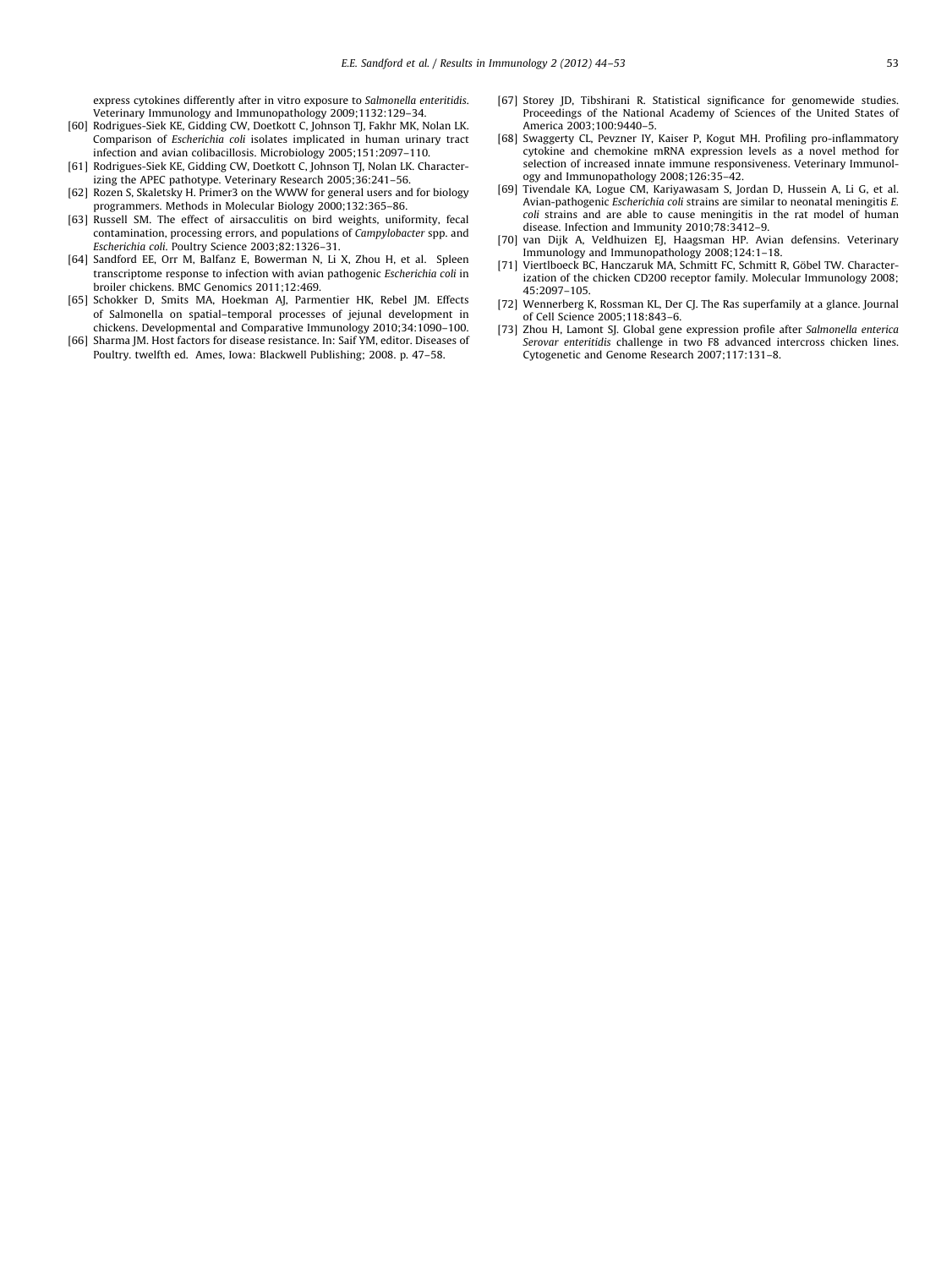express cytokines differently after in vitro exposure to *Salmonella enteritidis*. Veterinary Immunology and Immunopathology 2009;1132:129–34.

[60] Rodrigues-Siek KE, Gidding CW, Doetkott C, Johnson TJ, Fakhr MK, Nolan LK. Comparison of *Escherichia coli* isolates implicated in human urinary tract infection and avian colibacillosis. Microbiology 2005;151:2097–110.

[61] Rodrigues-Siek KE, Gidding CW, Doetkott C, Johnson TJ, Nolan LK. Characterizing the APEC pathotype. Veterinary Research 2005;36:241–56.

[62] Rozen S, Skaletsky H. Primer3 on the WWW for general users and for biology programmers. Methods in Molecular Biology 2000;132:365–86.

[63] Russell SM. The effect of airsacculitis on bird weights, uniformity, fecal contamination, processing errors, and populations of *Campylobacter* spp. and *Escherichia coli*. Poultry Science 2003;82:1326–31.

[64] Sandford EE, Orr M, Balfanz E, Bowerman N, Li X, Zhou H, et al. Spleen transcriptome response to infection with avian pathogenic *Escherichia coli* in broiler chickens. BMC Genomics 2011;12:469.

[65] Schokker D, Smits MA, Hoekman AJ, Parmentier HK, Rebel JM. Effects of Salmonella on spatial–temporal processes of jejunal development in chickens. Developmental and Comparative Immunology 2010;34:1090–100.

[66] Sharma JM. Host factors for disease resistance. In: Saif YM, editor. Diseases of Poultry. twelfth ed. Ames, Iowa: Blackwell Publishing; 2008. p. 47–58.

[67] Storey JD, Tibshirani R. Statistical significance for genomewide studies. Proceedings of the National Academy of Sciences of the United States of America 2003;100:9440–5.

[68] Swaggerty CL, Pevzner IY, Kaiser P, Kogut MH. Profiling pro-inflammatory cytokine and chemokine mRNA expression levels as a novel method for selection of increased innate immune responsiveness. Veterinary Immunology and Immunopathology 2008;126:35–42.

[69] Tivendale KA, Logue CM, Kariyawasam S, Jordan D, Hussein A, Li G, et al. Avian-pathogenic *Escherichia coli* strains are similar to neonatal meningitis *E. coli* strains and are able to cause meningitis in the rat model of human disease. Infection and Immunity 2010;78:3412–9.

[70] van Dijk A, Veldhuizen EJ, Haagsman HP. Avian defensins. Veterinary Immunology and Immunopathology 2008;124:1–18.

[71] Viertlboeck BC, Hanczaruk MA, Schmitt FC, Schmitt R, Göbel TW. Characterization of the chicken CD200 receptor family. Molecular Immunology 2008; 45:2097–105.

[72] Wennerberg K, Rossman KL, Der CJ. The Ras superfamily at a glance. Journal of Cell Science 2005;118:843–6.

[73] Zhou H, Lamont SJ. Global gene expression profile after *Salmonella enterica Serovar enteritidis* challenge in two F8 advanced intercross chicken lines. Cytogenetic and Genome Research 2007;117:131–8.